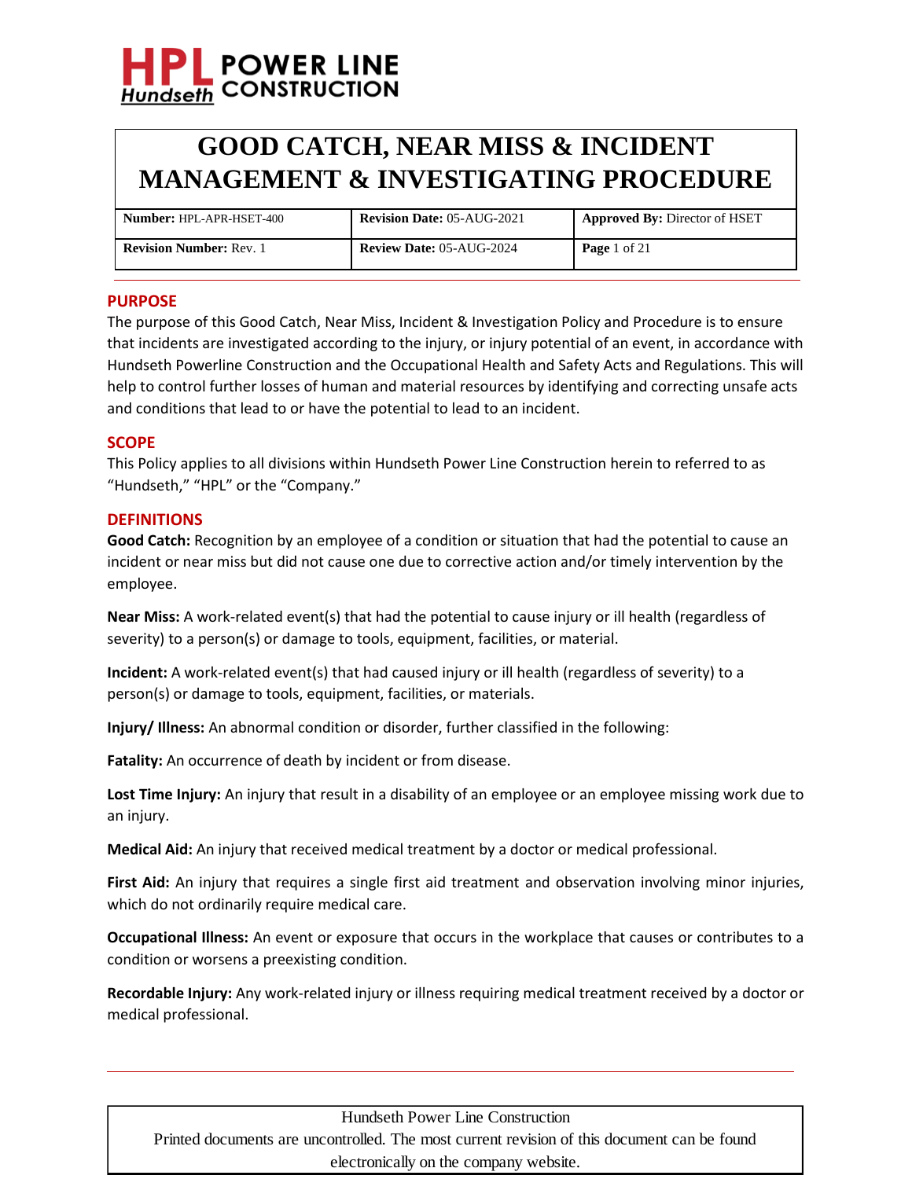HPL POWER LINE CONSTRUCTION
Hundseth

# GOOD CATCH, NEAR MISS & INCIDENT MANAGEMENT & INVESTIGATING PROCEDURE

| **Number:** HPL-APR-HSET-400 | **Revision Date:** 05-AUG-2021 | **Approved By:** Director of HSET |
|---|---|---|
| **Revision Number:** Rev. 1 | **Review Date:** 05-AUG-2024 | **Page** 1 of 21 |

## PURPOSE

The purpose of this Good Catch, Near Miss, Incident & Investigation Policy and Procedure is to ensure that incidents are investigated according to the injury, or injury potential of an event, in accordance with Hundseth Powerline Construction and the Occupational Health and Safety Acts and Regulations. This will help to control further losses of human and material resources by identifying and correcting unsafe acts and conditions that lead to or have the potential to lead to an incident.

## SCOPE

This Policy applies to all divisions within Hundseth Power Line Construction herein to referred to as "Hundseth," "HPL" or the "Company."

## DEFINITIONS

**Good Catch:** Recognition by an employee of a condition or situation that had the potential to cause an incident or near miss but did not cause one due to corrective action and/or timely intervention by the employee.

**Near Miss:** A work-related event(s) that had the potential to cause injury or ill health (regardless of severity) to a person(s) or damage to tools, equipment, facilities, or material.

**Incident:** A work-related event(s) that had caused injury or ill health (regardless of severity) to a person(s) or damage to tools, equipment, facilities, or materials.

**Injury/ Illness:** An abnormal condition or disorder, further classified in the following:

**Fatality:** An occurrence of death by incident or from disease.

**Lost Time Injury:** An injury that result in a disability of an employee or an employee missing work due to an injury.

**Medical Aid:** An injury that received medical treatment by a doctor or medical professional.

**First Aid:** An injury that requires a single first aid treatment and observation involving minor injuries, which do not ordinarily require medical care.

**Occupational Illness:** An event or exposure that occurs in the workplace that causes or contributes to a condition or worsens a preexisting condition.

**Recordable Injury:** Any work-related injury or illness requiring medical treatment received by a doctor or medical professional.

Hundseth Power Line Construction
Printed documents are uncontrolled. The most current revision of this document can be found electronically on the company website.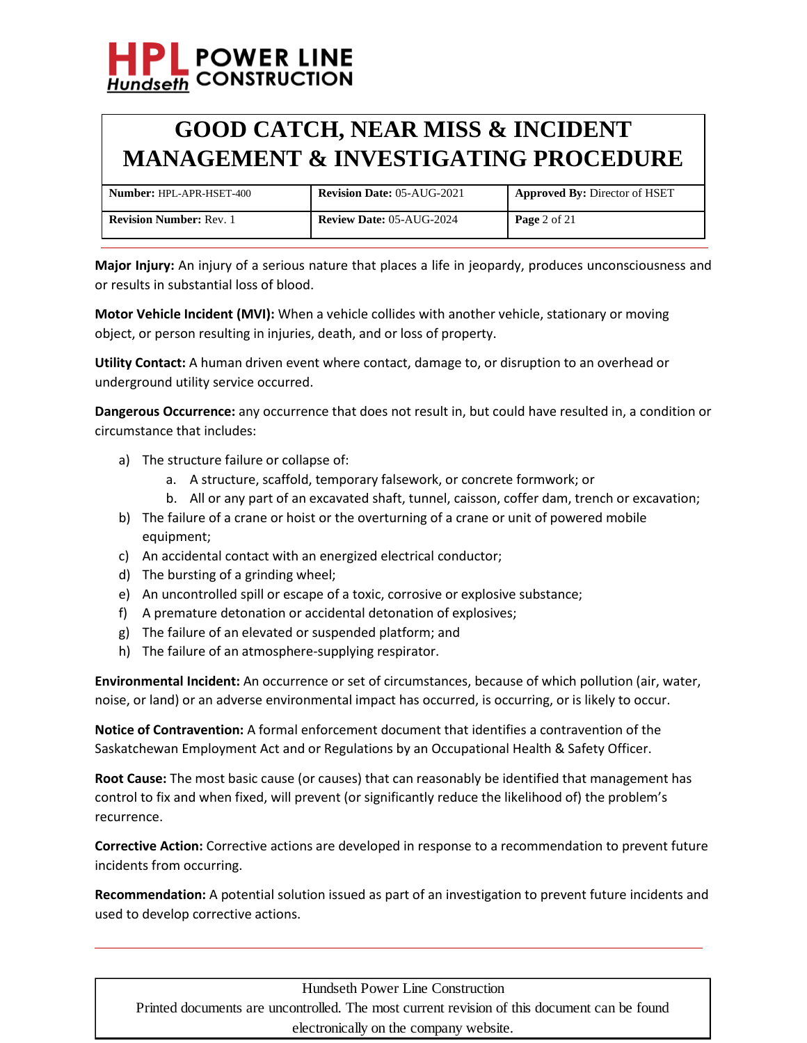**Major Injury:** An injury of a serious nature that places a life in jeopardy, produces unconsciousness and or results in substantial loss of blood.

**Motor Vehicle Incident (MVI):** When a vehicle collides with another vehicle, stationary or moving object, or person resulting in injuries, death, and or loss of property.

**Utility Contact:** A human driven event where contact, damage to, or disruption to an overhead or underground utility service occurred.

**Dangerous Occurrence:** any occurrence that does not result in, but could have resulted in, a condition or circumstance that includes:

a) The structure failure or collapse of:
    a. A structure, scaffold, temporary falsework, or concrete formwork; or
    b. All or any part of an excavated shaft, tunnel, caisson, coffer dam, trench or excavation;
b) The failure of a crane or hoist or the overturning of a crane or unit of powered mobile equipment;
c) An accidental contact with an energized electrical conductor;
d) The bursting of a grinding wheel;
e) An uncontrolled spill or escape of a toxic, corrosive or explosive substance;
f) A premature detonation or accidental detonation of explosives;
g) The failure of an elevated or suspended platform; and
h) The failure of an atmosphere-supplying respirator.

**Environmental Incident:** An occurrence or set of circumstances, because of which pollution (air, water, noise, or land) or an adverse environmental impact has occurred, is occurring, or is likely to occur.

**Notice of Contravention:** A formal enforcement document that identifies a contravention of the Saskatchewan Employment Act and or Regulations by an Occupational Health & Safety Officer.

**Root Cause:** The most basic cause (or causes) that can reasonably be identified that management has control to fix and when fixed, will prevent (or significantly reduce the likelihood of) the problem's recurrence.

**Corrective Action:** Corrective actions are developed in response to a recommendation to prevent future incidents from occurring.

**Recommendation:** A potential solution issued as part of an investigation to prevent future incidents and used to develop corrective actions.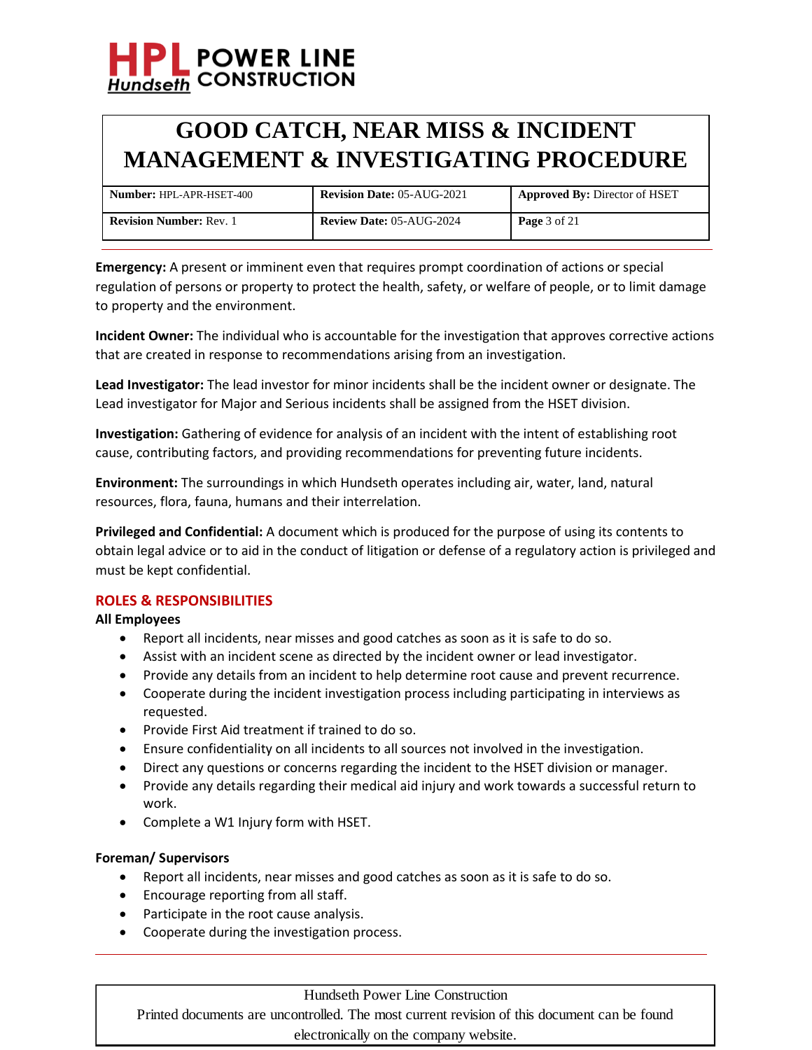**Emergency:** A present or imminent even that requires prompt coordination of actions or special regulation of persons or property to protect the health, safety, or welfare of people, or to limit damage to property and the environment.

**Incident Owner:** The individual who is accountable for the investigation that approves corrective actions that are created in response to recommendations arising from an investigation.

**Lead Investigator:** The lead investor for minor incidents shall be the incident owner or designate. The Lead investigator for Major and Serious incidents shall be assigned from the HSET division.

**Investigation:** Gathering of evidence for analysis of an incident with the intent of establishing root cause, contributing factors, and providing recommendations for preventing future incidents.

**Environment:** The surroundings in which Hundseth operates including air, water, land, natural resources, flora, fauna, humans and their interrelation.

**Privileged and Confidential:** A document which is produced for the purpose of using its contents to obtain legal advice or to aid in the conduct of litigation or defense of a regulatory action is privileged and must be kept confidential.

## ROLES & RESPONSIBILITIES

**All Employees**

- Report all incidents, near misses and good catches as soon as it is safe to do so.
- Assist with an incident scene as directed by the incident owner or lead investigator.
- Provide any details from an incident to help determine root cause and prevent recurrence.
- Cooperate during the incident investigation process including participating in interviews as requested.
- Provide First Aid treatment if trained to do so.
- Ensure confidentiality on all incidents to all sources not involved in the investigation.
- Direct any questions or concerns regarding the incident to the HSET division or manager.
- Provide any details regarding their medical aid injury and work towards a successful return to work.
- Complete a W1 Injury form with HSET.

**Foreman/ Supervisors**

- Report all incidents, near misses and good catches as soon as it is safe to do so.
- Encourage reporting from all staff.
- Participate in the root cause analysis.
- Cooperate during the investigation process.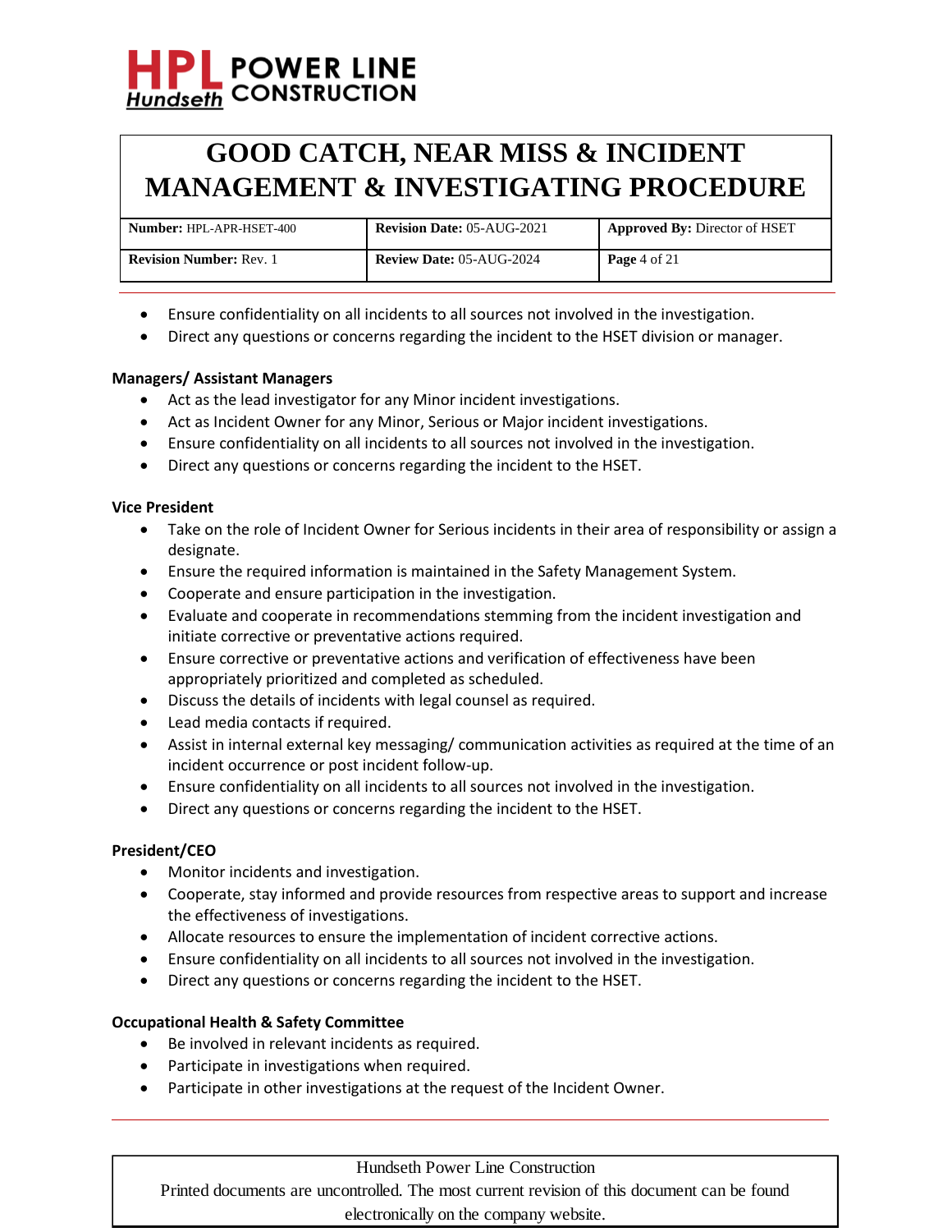- Ensure confidentiality on all incidents to all sources not involved in the investigation.
- Direct any questions or concerns regarding the incident to the HSET division or manager.

**Managers/ Assistant Managers**

- Act as the lead investigator for any Minor incident investigations.
- Act as Incident Owner for any Minor, Serious or Major incident investigations.
- Ensure confidentiality on all incidents to all sources not involved in the investigation.
- Direct any questions or concerns regarding the incident to the HSET.

**Vice President**

- Take on the role of Incident Owner for Serious incidents in their area of responsibility or assign a designate.
- Ensure the required information is maintained in the Safety Management System.
- Cooperate and ensure participation in the investigation.
- Evaluate and cooperate in recommendations stemming from the incident investigation and initiate corrective or preventative actions required.
- Ensure corrective or preventative actions and verification of effectiveness have been appropriately prioritized and completed as scheduled.
- Discuss the details of incidents with legal counsel as required.
- Lead media contacts if required.
- Assist in internal external key messaging/ communication activities as required at the time of an incident occurrence or post incident follow-up.
- Ensure confidentiality on all incidents to all sources not involved in the investigation.
- Direct any questions or concerns regarding the incident to the HSET.

**President/CEO**

- Monitor incidents and investigation.
- Cooperate, stay informed and provide resources from respective areas to support and increase the effectiveness of investigations.
- Allocate resources to ensure the implementation of incident corrective actions.
- Ensure confidentiality on all incidents to all sources not involved in the investigation.
- Direct any questions or concerns regarding the incident to the HSET.

**Occupational Health & Safety Committee**

- Be involved in relevant incidents as required.
- Participate in investigations when required.
- Participate in other investigations at the request of the Incident Owner.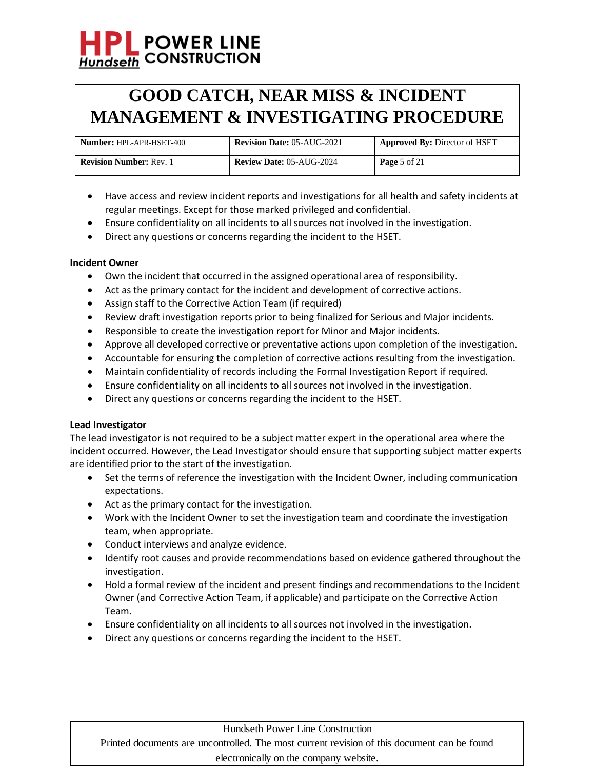- Have access and review incident reports and investigations for all health and safety incidents at regular meetings. Except for those marked privileged and confidential.
- Ensure confidentiality on all incidents to all sources not involved in the investigation.
- Direct any questions or concerns regarding the incident to the HSET.

**Incident Owner**

- Own the incident that occurred in the assigned operational area of responsibility.
- Act as the primary contact for the incident and development of corrective actions.
- Assign staff to the Corrective Action Team (if required)
- Review draft investigation reports prior to being finalized for Serious and Major incidents.
- Responsible to create the investigation report for Minor and Major incidents.
- Approve all developed corrective or preventative actions upon completion of the investigation.
- Accountable for ensuring the completion of corrective actions resulting from the investigation.
- Maintain confidentiality of records including the Formal Investigation Report if required.
- Ensure confidentiality on all incidents to all sources not involved in the investigation.
- Direct any questions or concerns regarding the incident to the HSET.

**Lead Investigator**

The lead investigator is not required to be a subject matter expert in the operational area where the incident occurred. However, the Lead Investigator should ensure that supporting subject matter experts are identified prior to the start of the investigation.

- Set the terms of reference the investigation with the Incident Owner, including communication expectations.
- Act as the primary contact for the investigation.
- Work with the Incident Owner to set the investigation team and coordinate the investigation team, when appropriate.
- Conduct interviews and analyze evidence.
- Identify root causes and provide recommendations based on evidence gathered throughout the investigation.
- Hold a formal review of the incident and present findings and recommendations to the Incident Owner (and Corrective Action Team, if applicable) and participate on the Corrective Action Team.
- Ensure confidentiality on all incidents to all sources not involved in the investigation.
- Direct any questions or concerns regarding the incident to the HSET.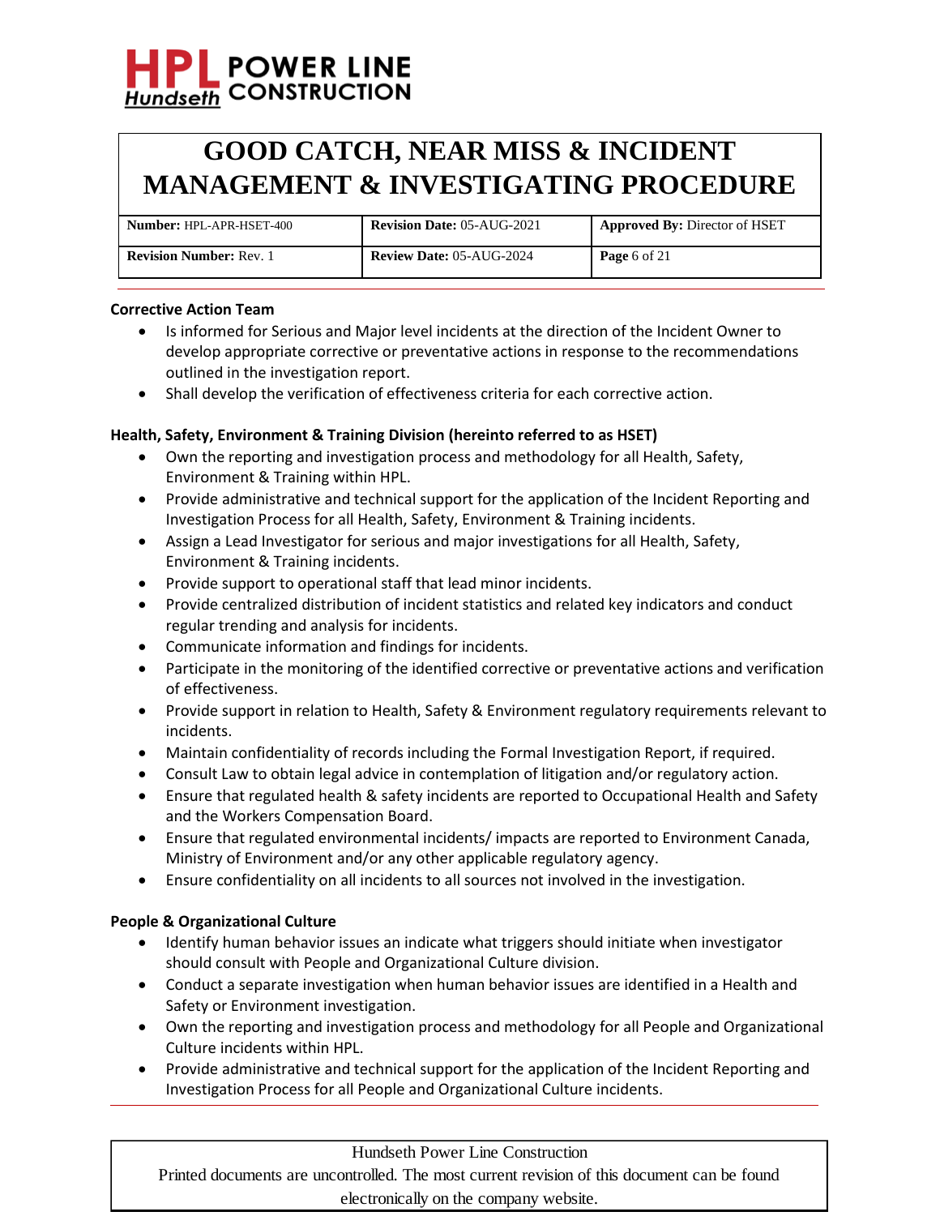**Corrective Action Team**

- Is informed for Serious and Major level incidents at the direction of the Incident Owner to develop appropriate corrective or preventative actions in response to the recommendations outlined in the investigation report.
- Shall develop the verification of effectiveness criteria for each corrective action.

**Health, Safety, Environment & Training Division (hereinto referred to as HSET)**

- Own the reporting and investigation process and methodology for all Health, Safety, Environment & Training within HPL.
- Provide administrative and technical support for the application of the Incident Reporting and Investigation Process for all Health, Safety, Environment & Training incidents.
- Assign a Lead Investigator for serious and major investigations for all Health, Safety, Environment & Training incidents.
- Provide support to operational staff that lead minor incidents.
- Provide centralized distribution of incident statistics and related key indicators and conduct regular trending and analysis for incidents.
- Communicate information and findings for incidents.
- Participate in the monitoring of the identified corrective or preventative actions and verification of effectiveness.
- Provide support in relation to Health, Safety & Environment regulatory requirements relevant to incidents.
- Maintain confidentiality of records including the Formal Investigation Report, if required.
- Consult Law to obtain legal advice in contemplation of litigation and/or regulatory action.
- Ensure that regulated health & safety incidents are reported to Occupational Health and Safety and the Workers Compensation Board.
- Ensure that regulated environmental incidents/ impacts are reported to Environment Canada, Ministry of Environment and/or any other applicable regulatory agency.
- Ensure confidentiality on all incidents to all sources not involved in the investigation.

**People & Organizational Culture**

- Identify human behavior issues an indicate what triggers should initiate when investigator should consult with People and Organizational Culture division.
- Conduct a separate investigation when human behavior issues are identified in a Health and Safety or Environment investigation.
- Own the reporting and investigation process and methodology for all People and Organizational Culture incidents within HPL.
- Provide administrative and technical support for the application of the Incident Reporting and Investigation Process for all People and Organizational Culture incidents.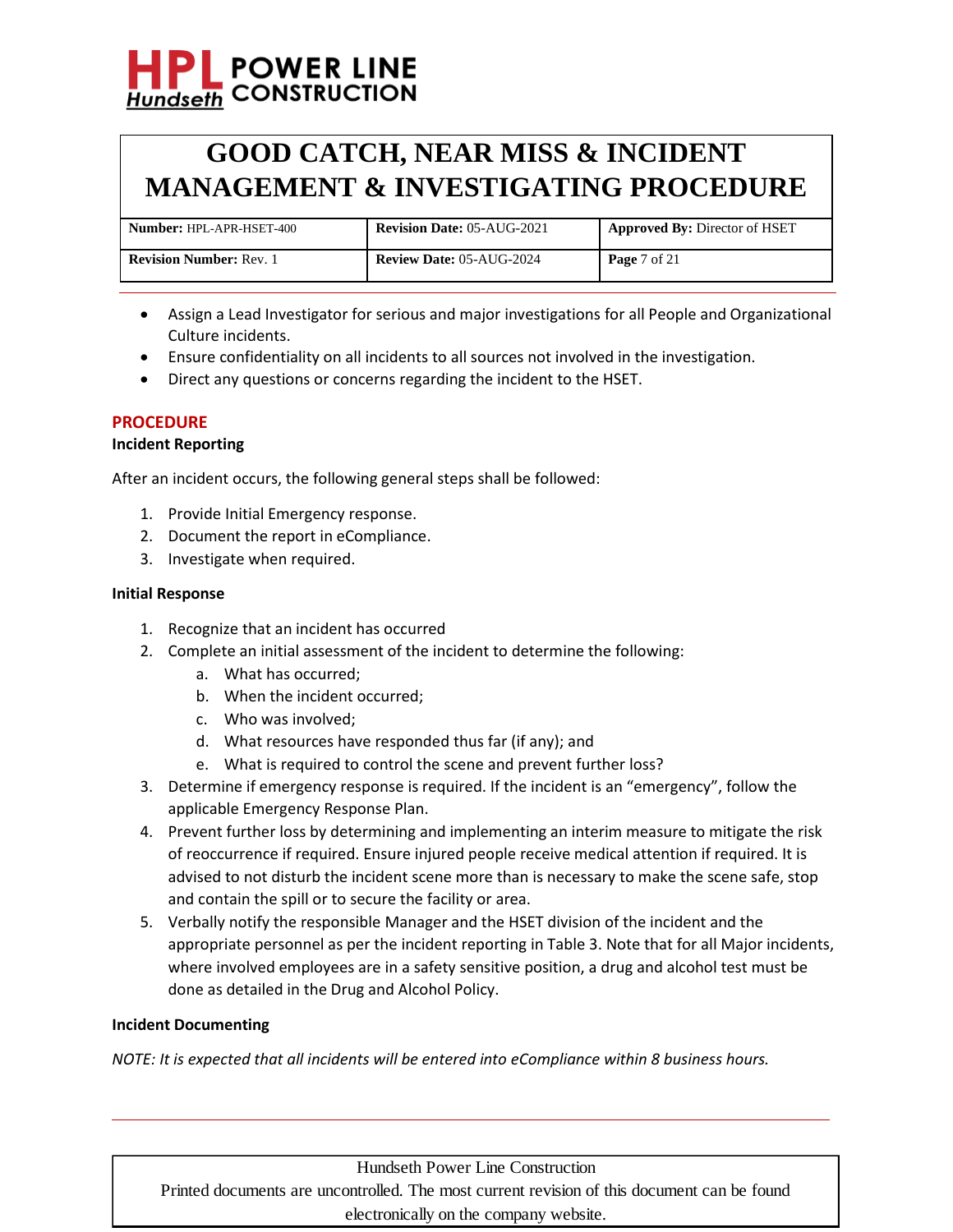- Assign a Lead Investigator for serious and major investigations for all People and Organizational Culture incidents.
- Ensure confidentiality on all incidents to all sources not involved in the investigation.
- Direct any questions or concerns regarding the incident to the HSET.

## PROCEDURE

### Incident Reporting

After an incident occurs, the following general steps shall be followed:

1. Provide Initial Emergency response.
2. Document the report in eCompliance.
3. Investigate when required.

### Initial Response

1. Recognize that an incident has occurred
2. Complete an initial assessment of the incident to determine the following:
   a. What has occurred;
   b. When the incident occurred;
   c. Who was involved;
   d. What resources have responded thus far (if any); and
   e. What is required to control the scene and prevent further loss?
3. Determine if emergency response is required. If the incident is an "emergency", follow the applicable Emergency Response Plan.
4. Prevent further loss by determining and implementing an interim measure to mitigate the risk of reoccurrence if required. Ensure injured people receive medical attention if required. It is advised to not disturb the incident scene more than is necessary to make the scene safe, stop and contain the spill or to secure the facility or area.
5. Verbally notify the responsible Manager and the HSET division of the incident and the appropriate personnel as per the incident reporting in Table 3. Note that for all Major incidents, where involved employees are in a safety sensitive position, a drug and alcohol test must be done as detailed in the Drug and Alcohol Policy.

### Incident Documenting

*NOTE: It is expected that all incidents will be entered into eCompliance within 8 business hours.*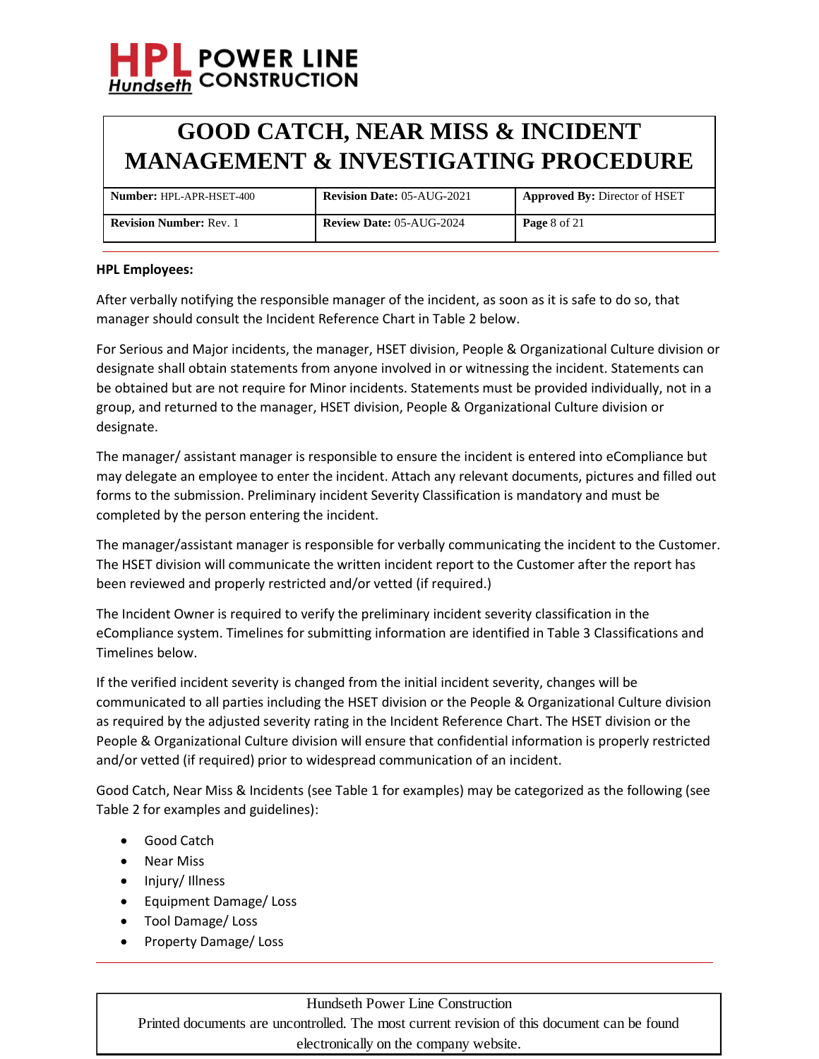**HPL Employees:**

After verbally notifying the responsible manager of the incident, as soon as it is safe to do so, that manager should consult the Incident Reference Chart in Table 2 below.

For Serious and Major incidents, the manager, HSET division, People & Organizational Culture division or designate shall obtain statements from anyone involved in or witnessing the incident. Statements can be obtained but are not require for Minor incidents. Statements must be provided individually, not in a group, and returned to the manager, HSET division, People & Organizational Culture division or designate.

The manager/ assistant manager is responsible to ensure the incident is entered into eCompliance but may delegate an employee to enter the incident. Attach any relevant documents, pictures and filled out forms to the submission. Preliminary incident Severity Classification is mandatory and must be completed by the person entering the incident.

The manager/assistant manager is responsible for verbally communicating the incident to the Customer. The HSET division will communicate the written incident report to the Customer after the report has been reviewed and properly restricted and/or vetted (if required.)

The Incident Owner is required to verify the preliminary incident severity classification in the eCompliance system. Timelines for submitting information are identified in Table 3 Classifications and Timelines below.

If the verified incident severity is changed from the initial incident severity, changes will be communicated to all parties including the HSET division or the People & Organizational Culture division as required by the adjusted severity rating in the Incident Reference Chart. The HSET division or the People & Organizational Culture division will ensure that confidential information is properly restricted and/or vetted (if required) prior to widespread communication of an incident.

Good Catch, Near Miss & Incidents (see Table 1 for examples) may be categorized as the following (see Table 2 for examples and guidelines):

- Good Catch
- Near Miss
- Injury/ Illness
- Equipment Damage/ Loss
- Tool Damage/ Loss
- Property Damage/ Loss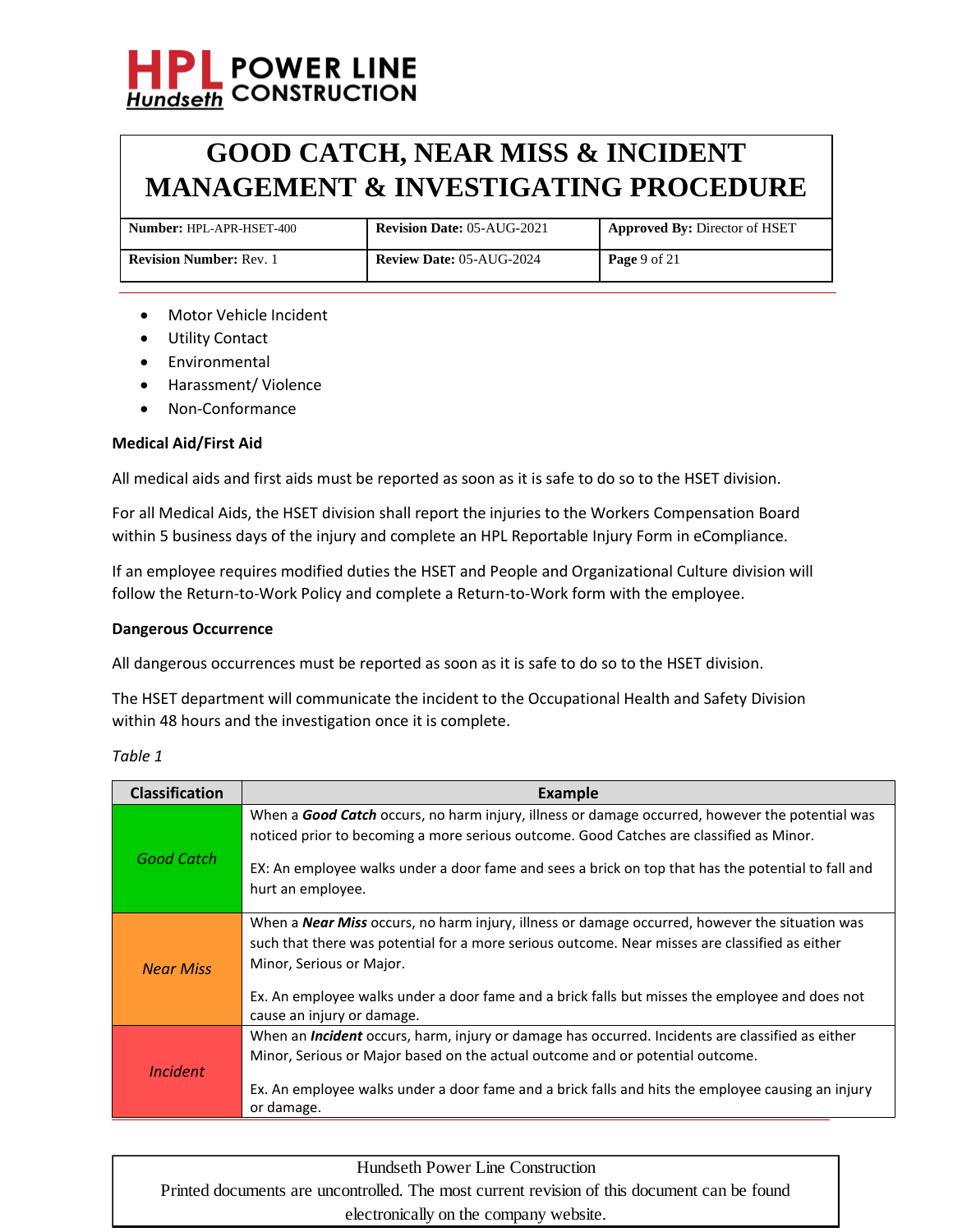- Motor Vehicle Incident
- Utility Contact
- Environmental
- Harassment/ Violence
- Non-Conformance

**Medical Aid/First Aid**

All medical aids and first aids must be reported as soon as it is safe to do so to the HSET division.

For all Medical Aids, the HSET division shall report the injuries to the Workers Compensation Board within 5 business days of the injury and complete an HPL Reportable Injury Form in eCompliance.

If an employee requires modified duties the HSET and People and Organizational Culture division will follow the Return-to-Work Policy and complete a Return-to-Work form with the employee.

**Dangerous Occurrence**

All dangerous occurrences must be reported as soon as it is safe to do so to the HSET division.

The HSET department will communicate the incident to the Occupational Health and Safety Division within 48 hours and the investigation once it is complete.

*Table 1*

| Classification | Example |
|---|---|
| *Good Catch* | When a ***Good Catch*** occurs, no harm injury, illness or damage occurred, however the potential was noticed prior to becoming a more serious outcome. Good Catches are classified as Minor.<br><br>EX: An employee walks under a door fame and sees a brick on top that has the potential to fall and hurt an employee. |
| *Near Miss* | When a ***Near Miss*** occurs, no harm injury, illness or damage occurred, however the situation was such that there was potential for a more serious outcome. Near misses are classified as either Minor, Serious or Major.<br><br>Ex. An employee walks under a door fame and a brick falls but misses the employee and does not cause an injury or damage. |
| *Incident* | When an ***Incident*** occurs, harm, injury or damage has occurred. Incidents are classified as either Minor, Serious or Major based on the actual outcome and or potential outcome.<br><br>Ex. An employee walks under a door fame and a brick falls and hits the employee causing an injury or damage. |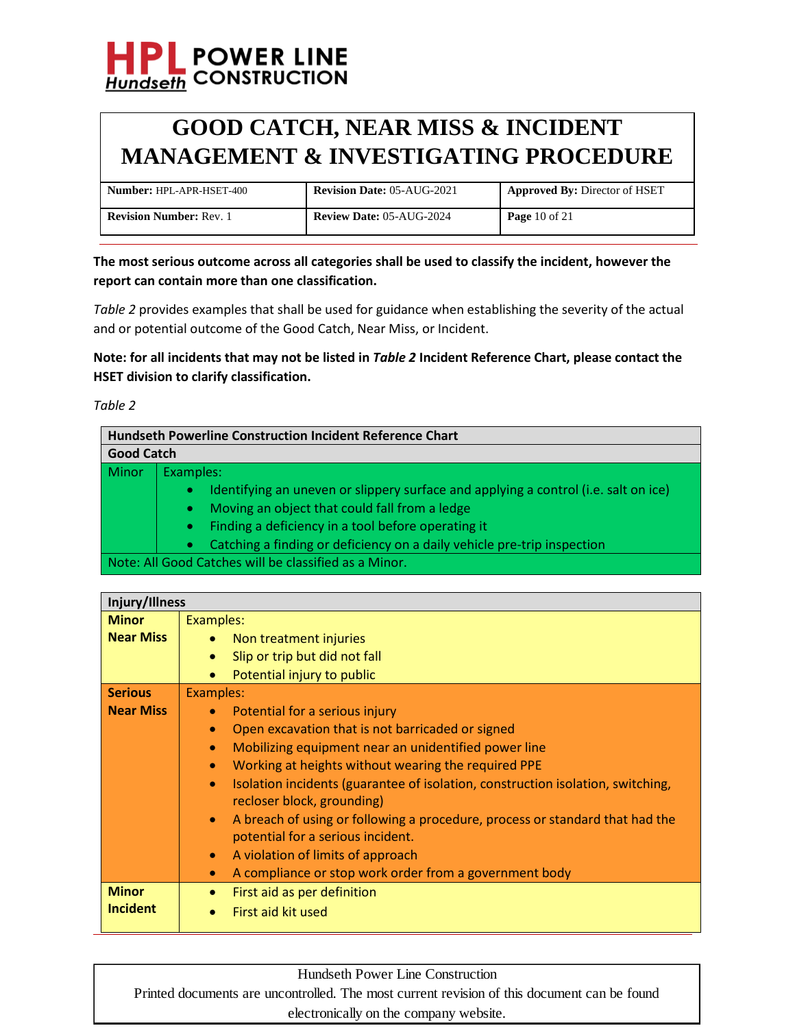**The most serious outcome across all categories shall be used to classify the incident, however the report can contain more than one classification.**

*Table 2* provides examples that shall be used for guidance when establishing the severity of the actual and or potential outcome of the Good Catch, Near Miss, or Incident.

**Note: for all incidents that may not be listed in *Table 2* Incident Reference Chart, please contact the HSET division to clarify classification.**

*Table 2*

| **Hundseth Powerline Construction Incident Reference Chart** | |
|---|---|
| **Good Catch** | |
| Minor | Examples:<br>• Identifying an uneven or slippery surface and applying a control (i.e. salt on ice)<br>• Moving an object that could fall from a ledge<br>• Finding a deficiency in a tool before operating it<br>• Catching a finding or deficiency on a daily vehicle pre-trip inspection |
| Note: All Good Catches will be classified as a Minor. | |

| **Injury/Illness** | |
|---|---|
| **Minor Near Miss** | Examples:<br>• Non treatment injuries<br>• Slip or trip but did not fall<br>• Potential injury to public |
| **Serious Near Miss** | Examples:<br>• Potential for a serious injury<br>• Open excavation that is not barricaded or signed<br>• Mobilizing equipment near an unidentified power line<br>• Working at heights without wearing the required PPE<br>• Isolation incidents (guarantee of isolation, construction isolation, switching, recloser block, grounding)<br>• A breach of using or following a procedure, process or standard that had the potential for a serious incident.<br>• A violation of limits of approach<br>• A compliance or stop work order from a government body |
| **Minor Incident** | • First aid as per definition<br>• First aid kit used |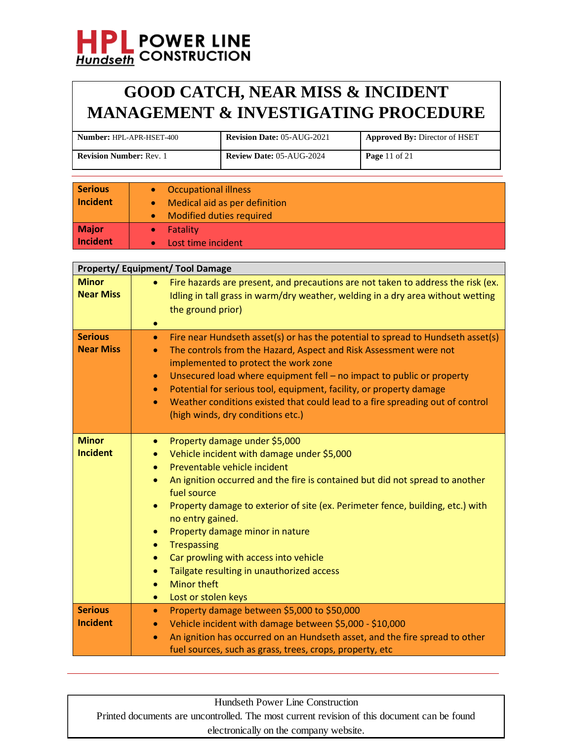| Serious Incident | • Occupational illness<br>• Medical aid as per definition<br>• Modified duties required |
|---|---|
| **Major Incident** | • Fatality<br>• Lost time incident |

| Property/ Equipment/ Tool Damage | |
|---|---|
| **Minor Near Miss** | • Fire hazards are present, and precautions are not taken to address the risk (ex. Idling in tall grass in warm/dry weather, welding in a dry area without wetting the ground prior)<br>• |
| **Serious Near Miss** | • Fire near Hundseth asset(s) or has the potential to spread to Hundseth asset(s)<br>• The controls from the Hazard, Aspect and Risk Assessment were not implemented to protect the work zone<br>• Unsecured load where equipment fell – no impact to public or property<br>• Potential for serious tool, equipment, facility, or property damage<br>• Weather conditions existed that could lead to a fire spreading out of control (high winds, dry conditions etc.) |
| **Minor Incident** | • Property damage under $5,000<br>• Vehicle incident with damage under $5,000<br>• Preventable vehicle incident<br>• An ignition occurred and the fire is contained but did not spread to another fuel source<br>• Property damage to exterior of site (ex. Perimeter fence, building, etc.) with no entry gained.<br>• Property damage minor in nature<br>• Trespassing<br>• Car prowling with access into vehicle<br>• Tailgate resulting in unauthorized access<br>• Minor theft<br>• Lost or stolen keys |
| **Serious Incident** | • Property damage between $5,000 to $50,000<br>• Vehicle incident with damage between $5,000 - $10,000<br>• An ignition has occurred on an Hundseth asset, and the fire spread to other fuel sources, such as grass, trees, crops, property, etc |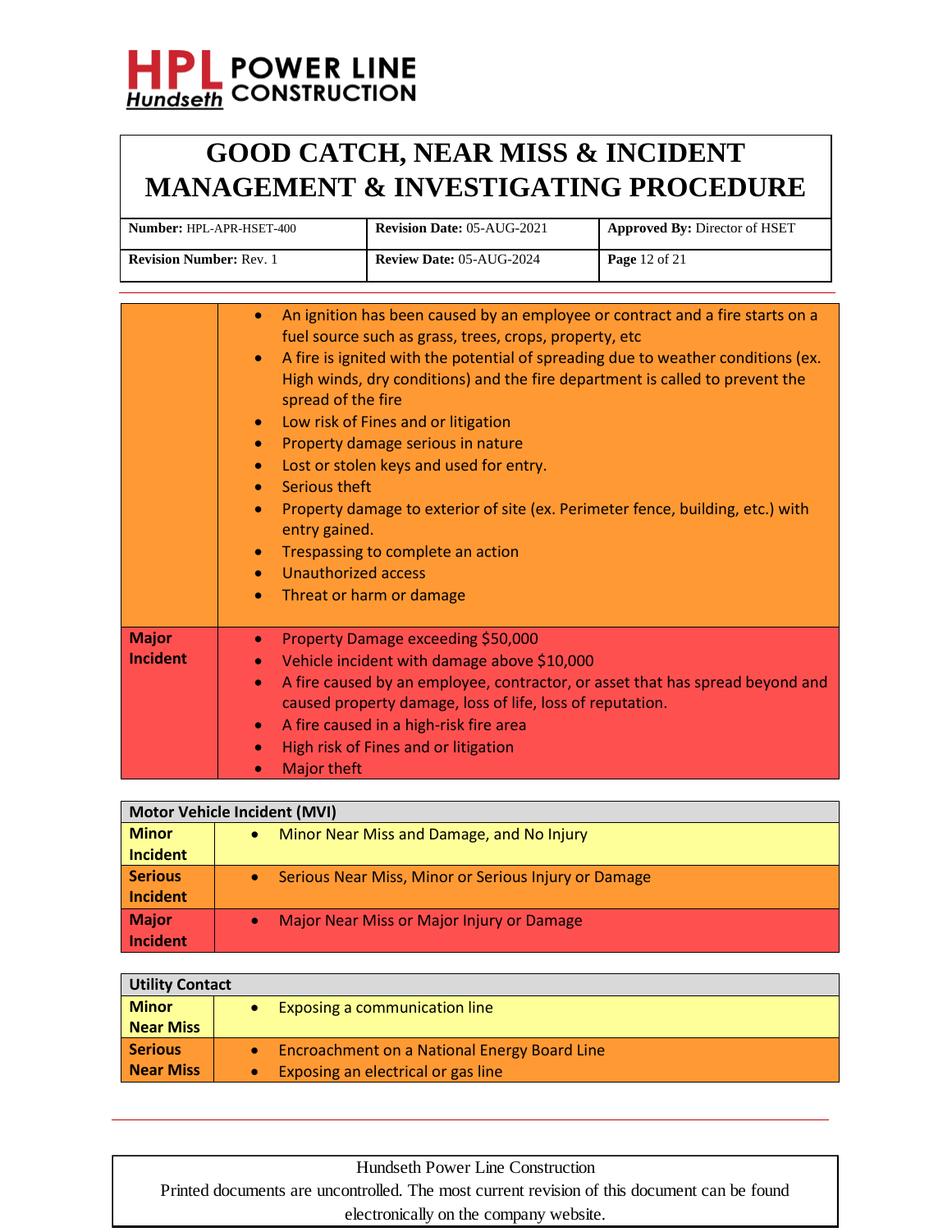| | |
|---|---|
| | • An ignition has been caused by an employee or contract and a fire starts on a fuel source such as grass, trees, crops, property, etc<br>• A fire is ignited with the potential of spreading due to weather conditions (ex. High winds, dry conditions) and the fire department is called to prevent the spread of the fire<br>• Low risk of Fines and or litigation<br>• Property damage serious in nature<br>• Lost or stolen keys and used for entry.<br>• Serious theft<br>• Property damage to exterior of site (ex. Perimeter fence, building, etc.) with entry gained.<br>• Trespassing to complete an action<br>• Unauthorized access<br>• Threat or harm or damage |
| **Major Incident** | • Property Damage exceeding $50,000<br>• Vehicle incident with damage above $10,000<br>• A fire caused by an employee, contractor, or asset that has spread beyond and caused property damage, loss of life, loss of reputation.<br>• A fire caused in a high-risk fire area<br>• High risk of Fines and or litigation<br>• Major theft |

| **Motor Vehicle Incident (MVI)** | |
|---|---|
| **Minor Incident** | • Minor Near Miss and Damage, and No Injury |
| **Serious Incident** | • Serious Near Miss, Minor or Serious Injury or Damage |
| **Major Incident** | • Major Near Miss or Major Injury or Damage |

| **Utility Contact** | |
|---|---|
| **Minor Near Miss** | • Exposing a communication line |
| **Serious Near Miss** | • Encroachment on a National Energy Board Line<br>• Exposing an electrical or gas line |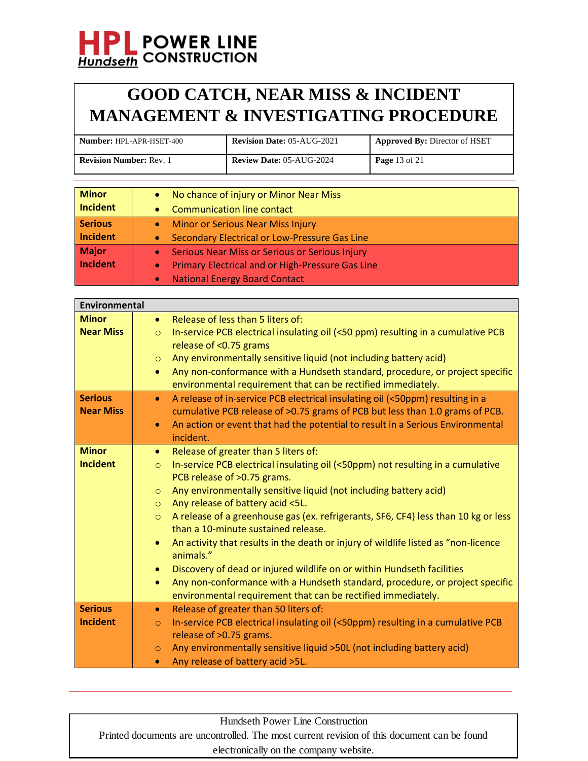| | |
|---|---|
| **Minor Incident** | • No chance of injury or Minor Near Miss<br>• Communication line contact |
| **Serious Incident** | • Minor or Serious Near Miss Injury<br>• Secondary Electrical or Low-Pressure Gas Line |
| **Major Incident** | • Serious Near Miss or Serious or Serious Injury<br>• Primary Electrical and or High-Pressure Gas Line<br>• National Energy Board Contact |

| **Environmental** | |
|---|---|
| **Minor Near Miss** | • Release of less than 5 liters of:<br>○ In-service PCB electrical insulating oil (<50 ppm) resulting in a cumulative PCB release of <0.75 grams<br>○ Any environmentally sensitive liquid (not including battery acid)<br>• Any non-conformance with a Hundseth standard, procedure, or project specific environmental requirement that can be rectified immediately. |
| **Serious Near Miss** | • A release of in-service PCB electrical insulating oil (<50ppm) resulting in a cumulative PCB release of >0.75 grams of PCB but less than 1.0 grams of PCB.<br>• An action or event that had the potential to result in a Serious Environmental incident. |
| **Minor Incident** | • Release of greater than 5 liters of:<br>○ In-service PCB electrical insulating oil (<50ppm) not resulting in a cumulative PCB release of >0.75 grams.<br>○ Any environmentally sensitive liquid (not including battery acid)<br>○ Any release of battery acid <5L.<br>○ A release of a greenhouse gas (ex. refrigerants, SF6, CF4) less than 10 kg or less than a 10-minute sustained release.<br>• An activity that results in the death or injury of wildlife listed as "non-licence animals."<br>• Discovery of dead or injured wildlife on or within Hundseth facilities<br>• Any non-conformance with a Hundseth standard, procedure, or project specific environmental requirement that can be rectified immediately. |
| **Serious Incident** | • Release of greater than 50 liters of:<br>○ In-service PCB electrical insulating oil (<50ppm) resulting in a cumulative PCB release of >0.75 grams.<br>○ Any environmentally sensitive liquid >50L (not including battery acid)<br>• Any release of battery acid >5L. |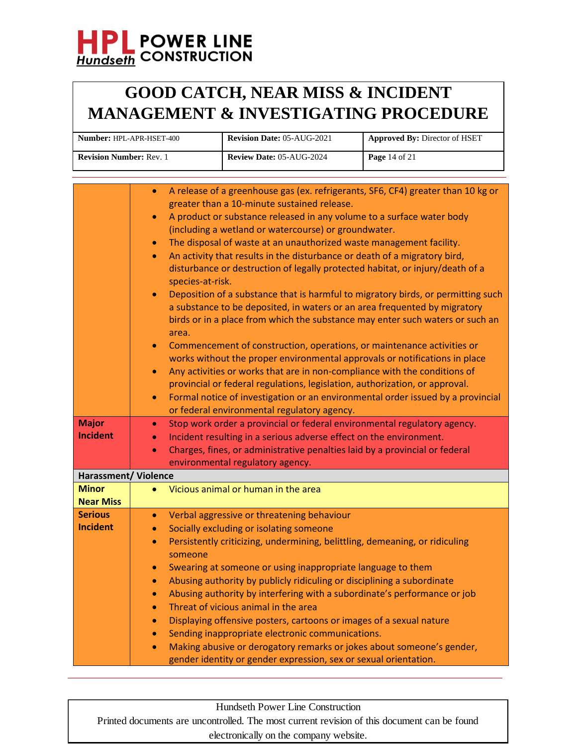| | |
|---|---|
| | • A release of a greenhouse gas (ex. refrigerants, SF6, CF4) greater than 10 kg or greater than a 10-minute sustained release.<br>• A product or substance released in any volume to a surface water body (including a wetland or watercourse) or groundwater.<br>• The disposal of waste at an unauthorized waste management facility.<br>• An activity that results in the disturbance or death of a migratory bird, disturbance or destruction of legally protected habitat, or injury/death of a species-at-risk.<br>• Deposition of a substance that is harmful to migratory birds, or permitting such a substance to be deposited, in waters or an area frequented by migratory birds or in a place from which the substance may enter such waters or such an area.<br>• Commencement of construction, operations, or maintenance activities or works without the proper environmental approvals or notifications in place<br>• Any activities or works that are in non-compliance with the conditions of provincial or federal regulations, legislation, authorization, or approval.<br>• Formal notice of investigation or an environmental order issued by a provincial or federal environmental regulatory agency. |
| **Major Incident** | • Stop work order a provincial or federal environmental regulatory agency.<br>• Incident resulting in a serious adverse effect on the environment.<br>• Charges, fines, or administrative penalties laid by a provincial or federal environmental regulatory agency. |
| **Harassment/ Violence** | |
| **Minor Near Miss** | • Vicious animal or human in the area |
| **Serious Incident** | • Verbal aggressive or threatening behaviour<br>• Socially excluding or isolating someone<br>• Persistently criticizing, undermining, belittling, demeaning, or ridiculing someone<br>• Swearing at someone or using inappropriate language to them<br>• Abusing authority by publicly ridiculing or disciplining a subordinate<br>• Abusing authority by interfering with a subordinate's performance or job<br>• Threat of vicious animal in the area<br>• Displaying offensive posters, cartoons or images of a sexual nature<br>• Sending inappropriate electronic communications.<br>• Making abusive or derogatory remarks or jokes about someone's gender, gender identity or gender expression, sex or sexual orientation. |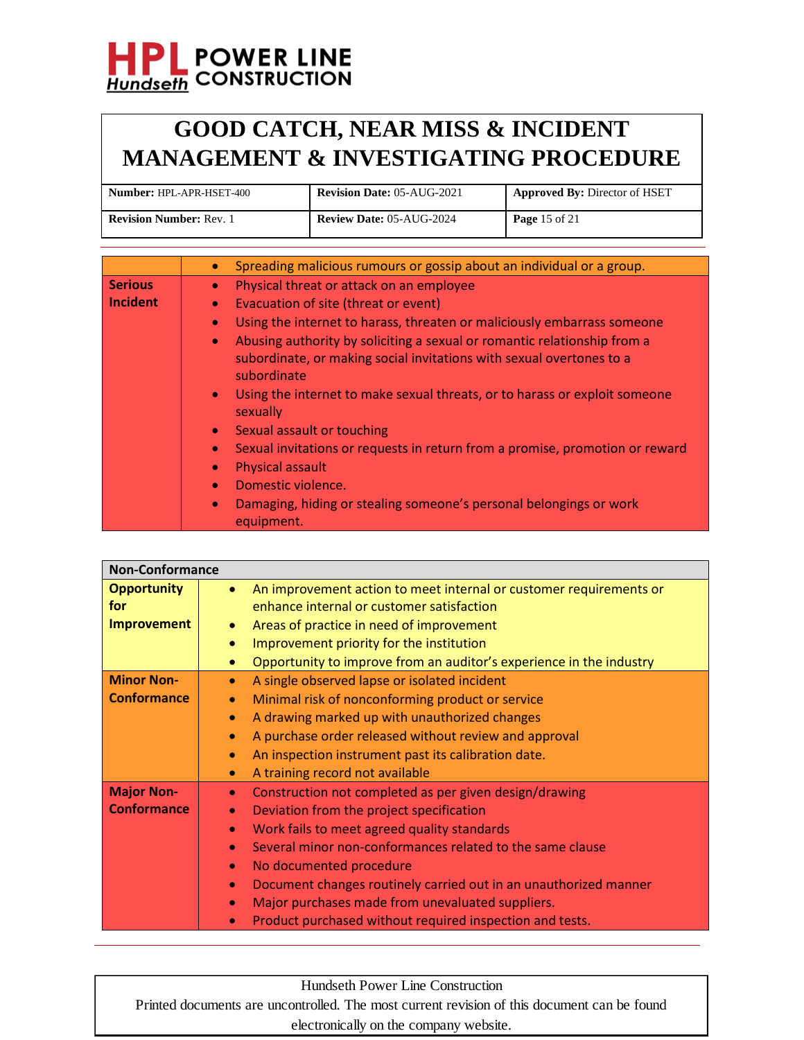| | |
|---|---|
| | • Spreading malicious rumours or gossip about an individual or a group. |
| **Serious Incident** | • Physical threat or attack on an employee<br>• Evacuation of site (threat or event)<br>• Using the internet to harass, threaten or maliciously embarrass someone<br>• Abusing authority by soliciting a sexual or romantic relationship from a subordinate, or making social invitations with sexual overtones to a subordinate<br>• Using the internet to make sexual threats, or to harass or exploit someone sexually<br>• Sexual assault or touching<br>• Sexual invitations or requests in return from a promise, promotion or reward<br>• Physical assault<br>• Domestic violence.<br>• Damaging, hiding or stealing someone's personal belongings or work equipment. |

| **Non-Conformance** | |
|---|---|
| **Opportunity for Improvement** | • An improvement action to meet internal or customer requirements or enhance internal or customer satisfaction<br>• Areas of practice in need of improvement<br>• Improvement priority for the institution<br>• Opportunity to improve from an auditor's experience in the industry |
| **Minor Non-Conformance** | • A single observed lapse or isolated incident<br>• Minimal risk of nonconforming product or service<br>• A drawing marked up with unauthorized changes<br>• A purchase order released without review and approval<br>• An inspection instrument past its calibration date.<br>• A training record not available |
| **Major Non-Conformance** | • Construction not completed as per given design/drawing<br>• Deviation from the project specification<br>• Work fails to meet agreed quality standards<br>• Several minor non-conformances related to the same clause<br>• No documented procedure<br>• Document changes routinely carried out in an unauthorized manner<br>• Major purchases made from unevaluated suppliers.<br>• Product purchased without required inspection and tests. |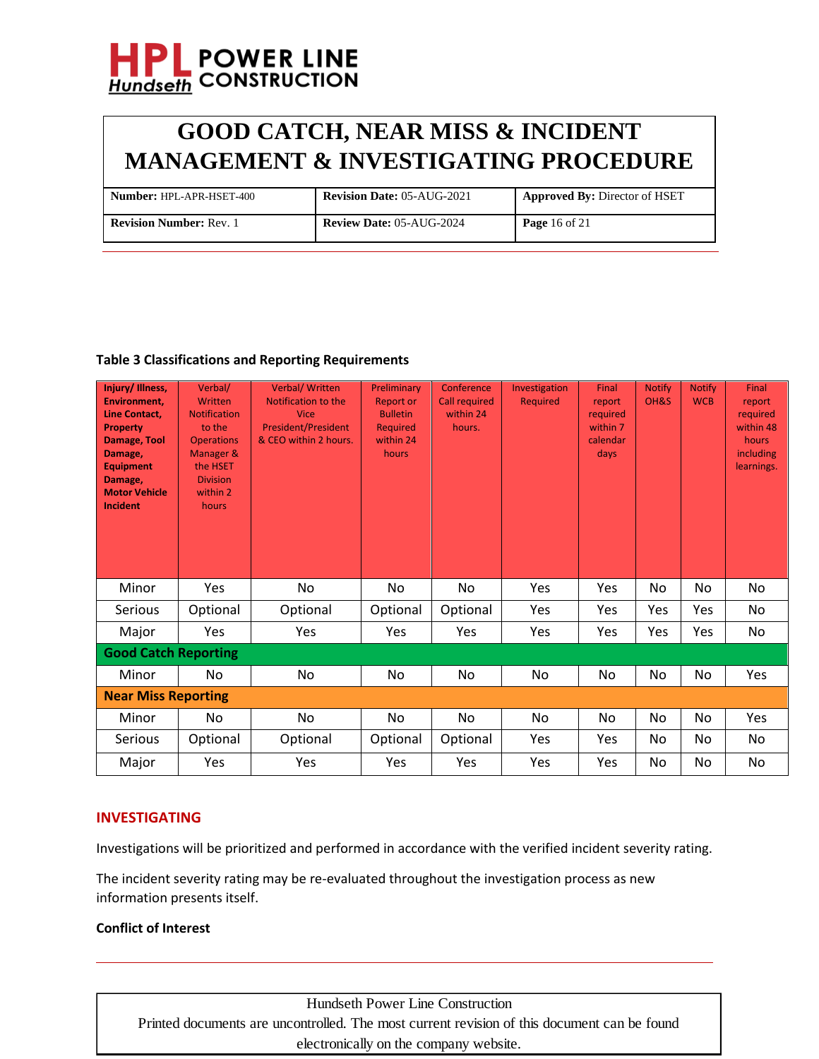**Table 3 Classifications and Reporting Requirements**

| Injury/ Illness, Environment, Line Contact, Property Damage, Tool Damage, Equipment Damage, Motor Vehicle Incident | Verbal/ Written Notification to the Operations Manager & the HSET Division within 2 hours | Verbal/ Written Notification to the Vice President/President & CEO within 2 hours. | Preliminary Report or Bulletin Required within 24 hours | Conference Call required within 24 hours. | Investigation Required | Final report required within 7 calendar days | Notify OH&S | Notify WCB | Final report required within 48 hours including learnings. |
|---|---|---|---|---|---|---|---|---|---|
| Minor | Yes | No | No | No | Yes | Yes | No | No | No |
| Serious | Optional | Optional | Optional | Optional | Yes | Yes | Yes | Yes | No |
| Major | Yes | Yes | Yes | Yes | Yes | Yes | Yes | Yes | No |
| **Good Catch Reporting** | | | | | | | | | |
| Minor | No | No | No | No | No | No | No | No | Yes |
| **Near Miss Reporting** | | | | | | | | | |
| Minor | No | No | No | No | No | No | No | No | Yes |
| Serious | Optional | Optional | Optional | Optional | Yes | Yes | No | No | No |
| Major | Yes | Yes | Yes | Yes | Yes | Yes | No | No | No |

## INVESTIGATING

Investigations will be prioritized and performed in accordance with the verified incident severity rating.

The incident severity rating may be re-evaluated throughout the investigation process as new information presents itself.

**Conflict of Interest**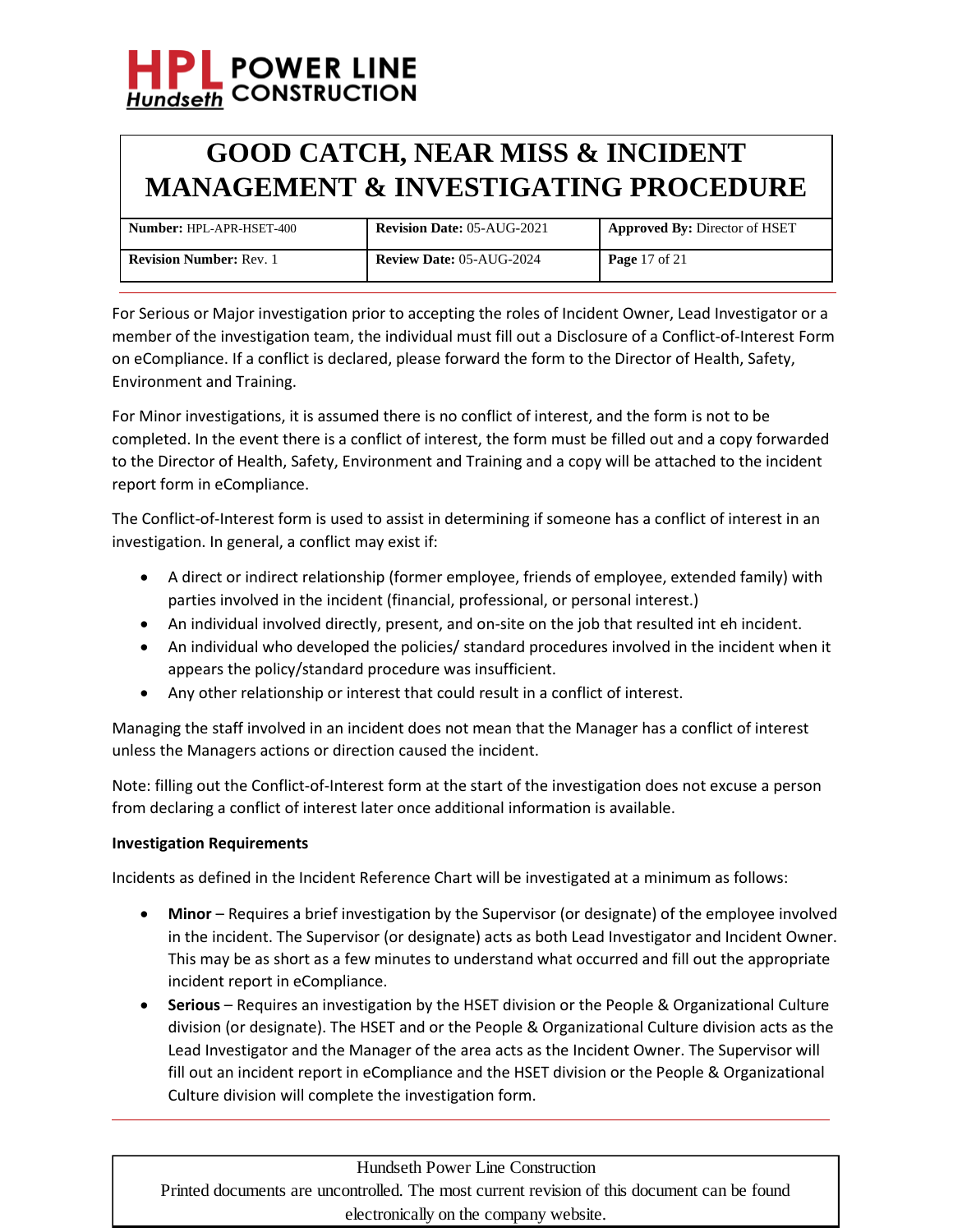For Serious or Major investigation prior to accepting the roles of Incident Owner, Lead Investigator or a member of the investigation team, the individual must fill out a Disclosure of a Conflict-of-Interest Form on eCompliance. If a conflict is declared, please forward the form to the Director of Health, Safety, Environment and Training.

For Minor investigations, it is assumed there is no conflict of interest, and the form is not to be completed. In the event there is a conflict of interest, the form must be filled out and a copy forwarded to the Director of Health, Safety, Environment and Training and a copy will be attached to the incident report form in eCompliance.

The Conflict-of-Interest form is used to assist in determining if someone has a conflict of interest in an investigation. In general, a conflict may exist if:

- A direct or indirect relationship (former employee, friends of employee, extended family) with parties involved in the incident (financial, professional, or personal interest.)
- An individual involved directly, present, and on-site on the job that resulted int eh incident.
- An individual who developed the policies/ standard procedures involved in the incident when it appears the policy/standard procedure was insufficient.
- Any other relationship or interest that could result in a conflict of interest.

Managing the staff involved in an incident does not mean that the Manager has a conflict of interest unless the Managers actions or direction caused the incident.

Note: filling out the Conflict-of-Interest form at the start of the investigation does not excuse a person from declaring a conflict of interest later once additional information is available.

**Investigation Requirements**

Incidents as defined in the Incident Reference Chart will be investigated at a minimum as follows:

- **Minor** – Requires a brief investigation by the Supervisor (or designate) of the employee involved in the incident. The Supervisor (or designate) acts as both Lead Investigator and Incident Owner. This may be as short as a few minutes to understand what occurred and fill out the appropriate incident report in eCompliance.
- **Serious** – Requires an investigation by the HSET division or the People & Organizational Culture division (or designate). The HSET and or the People & Organizational Culture division acts as the Lead Investigator and the Manager of the area acts as the Incident Owner. The Supervisor will fill out an incident report in eCompliance and the HSET division or the People & Organizational Culture division will complete the investigation form.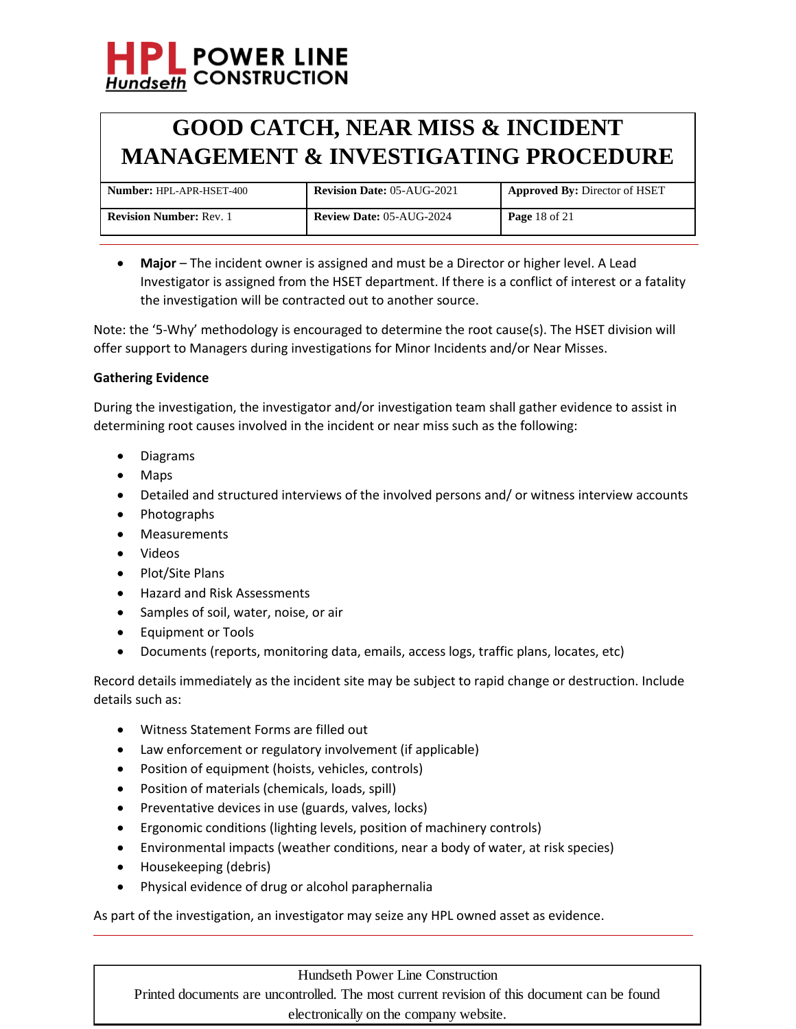- **Major** – The incident owner is assigned and must be a Director or higher level. A Lead Investigator is assigned from the HSET department. If there is a conflict of interest or a fatality the investigation will be contracted out to another source.

Note: the '5-Why' methodology is encouraged to determine the root cause(s). The HSET division will offer support to Managers during investigations for Minor Incidents and/or Near Misses.

**Gathering Evidence**

During the investigation, the investigator and/or investigation team shall gather evidence to assist in determining root causes involved in the incident or near miss such as the following:

- Diagrams
- Maps
- Detailed and structured interviews of the involved persons and/ or witness interview accounts
- Photographs
- Measurements
- Videos
- Plot/Site Plans
- Hazard and Risk Assessments
- Samples of soil, water, noise, or air
- Equipment or Tools
- Documents (reports, monitoring data, emails, access logs, traffic plans, locates, etc)

Record details immediately as the incident site may be subject to rapid change or destruction. Include details such as:

- Witness Statement Forms are filled out
- Law enforcement or regulatory involvement (if applicable)
- Position of equipment (hoists, vehicles, controls)
- Position of materials (chemicals, loads, spill)
- Preventative devices in use (guards, valves, locks)
- Ergonomic conditions (lighting levels, position of machinery controls)
- Environmental impacts (weather conditions, near a body of water, at risk species)
- Housekeeping (debris)
- Physical evidence of drug or alcohol paraphernalia

As part of the investigation, an investigator may seize any HPL owned asset as evidence.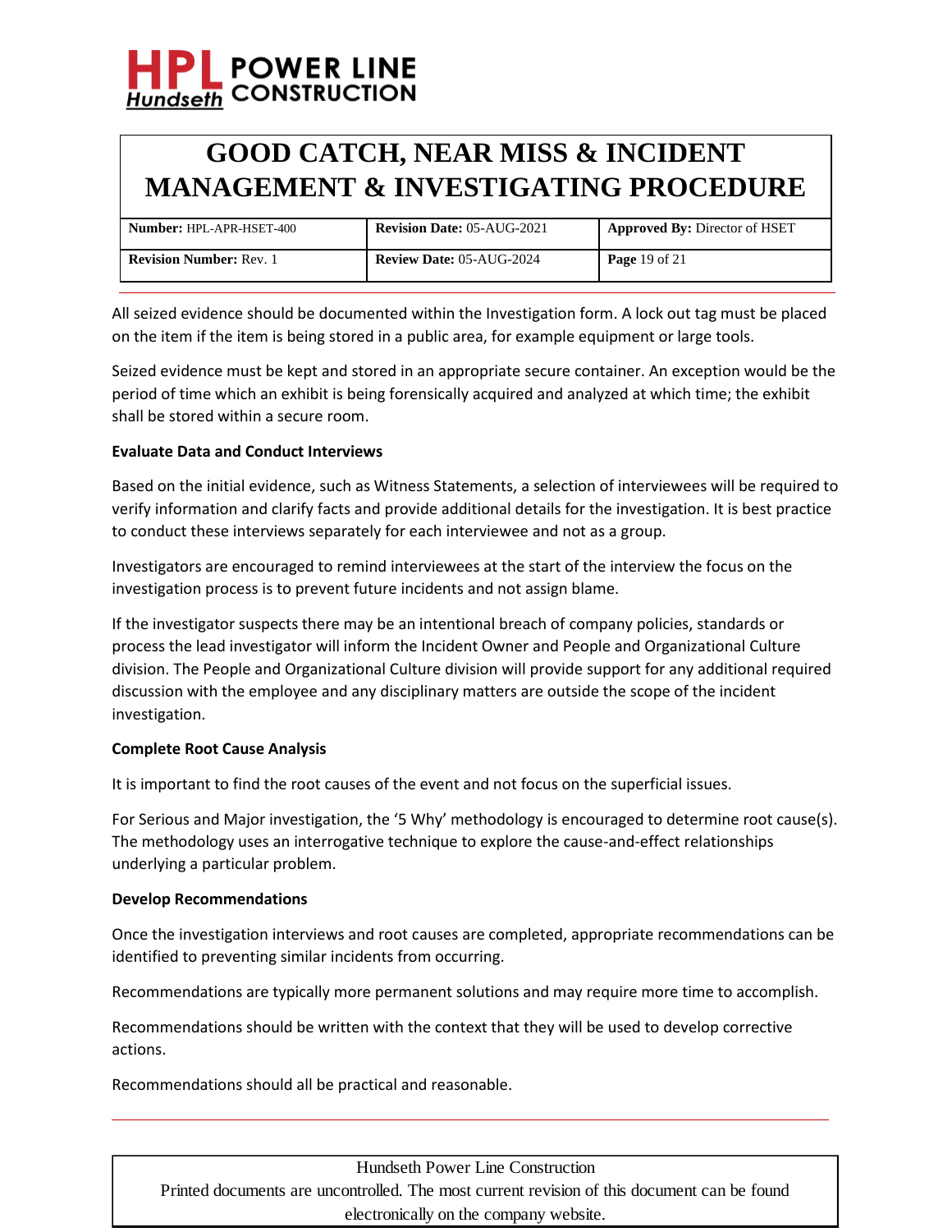All seized evidence should be documented within the Investigation form. A lock out tag must be placed on the item if the item is being stored in a public area, for example equipment or large tools.

Seized evidence must be kept and stored in an appropriate secure container. An exception would be the period of time which an exhibit is being forensically acquired and analyzed at which time; the exhibit shall be stored within a secure room.

**Evaluate Data and Conduct Interviews**

Based on the initial evidence, such as Witness Statements, a selection of interviewees will be required to verify information and clarify facts and provide additional details for the investigation. It is best practice to conduct these interviews separately for each interviewee and not as a group.

Investigators are encouraged to remind interviewees at the start of the interview the focus on the investigation process is to prevent future incidents and not assign blame.

If the investigator suspects there may be an intentional breach of company policies, standards or process the lead investigator will inform the Incident Owner and People and Organizational Culture division. The People and Organizational Culture division will provide support for any additional required discussion with the employee and any disciplinary matters are outside the scope of the incident investigation.

**Complete Root Cause Analysis**

It is important to find the root causes of the event and not focus on the superficial issues.

For Serious and Major investigation, the '5 Why' methodology is encouraged to determine root cause(s). The methodology uses an interrogative technique to explore the cause-and-effect relationships underlying a particular problem.

**Develop Recommendations**

Once the investigation interviews and root causes are completed, appropriate recommendations can be identified to preventing similar incidents from occurring.

Recommendations are typically more permanent solutions and may require more time to accomplish.

Recommendations should be written with the context that they will be used to develop corrective actions.

Recommendations should all be practical and reasonable.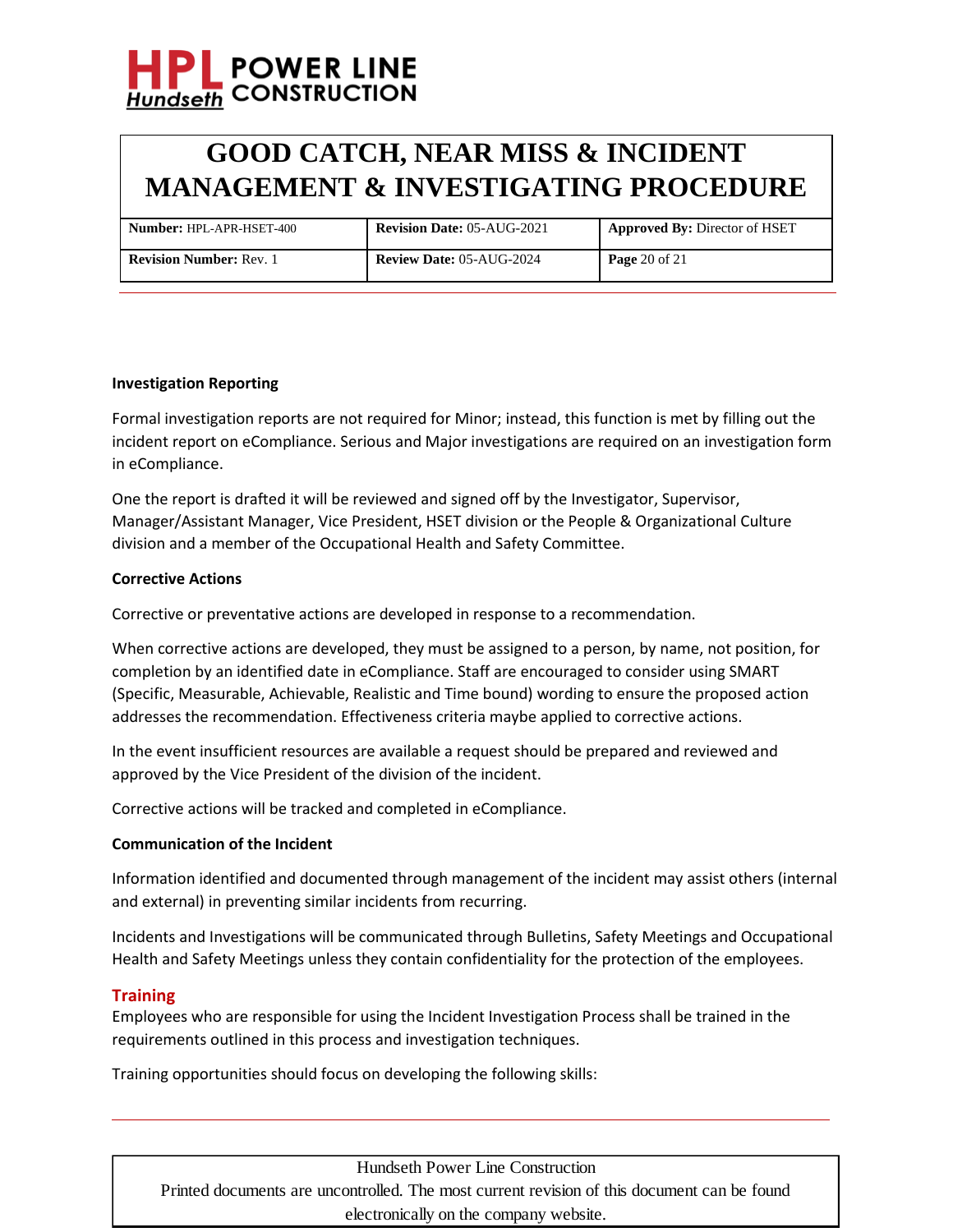**Investigation Reporting**

Formal investigation reports are not required for Minor; instead, this function is met by filling out the incident report on eCompliance. Serious and Major investigations are required on an investigation form in eCompliance.

One the report is drafted it will be reviewed and signed off by the Investigator, Supervisor, Manager/Assistant Manager, Vice President, HSET division or the People & Organizational Culture division and a member of the Occupational Health and Safety Committee.

**Corrective Actions**

Corrective or preventative actions are developed in response to a recommendation.

When corrective actions are developed, they must be assigned to a person, by name, not position, for completion by an identified date in eCompliance. Staff are encouraged to consider using SMART (Specific, Measurable, Achievable, Realistic and Time bound) wording to ensure the proposed action addresses the recommendation. Effectiveness criteria maybe applied to corrective actions.

In the event insufficient resources are available a request should be prepared and reviewed and approved by the Vice President of the division of the incident.

Corrective actions will be tracked and completed in eCompliance.

**Communication of the Incident**

Information identified and documented through management of the incident may assist others (internal and external) in preventing similar incidents from recurring.

Incidents and Investigations will be communicated through Bulletins, Safety Meetings and Occupational Health and Safety Meetings unless they contain confidentiality for the protection of the employees.

## Training

Employees who are responsible for using the Incident Investigation Process shall be trained in the requirements outlined in this process and investigation techniques.

Training opportunities should focus on developing the following skills: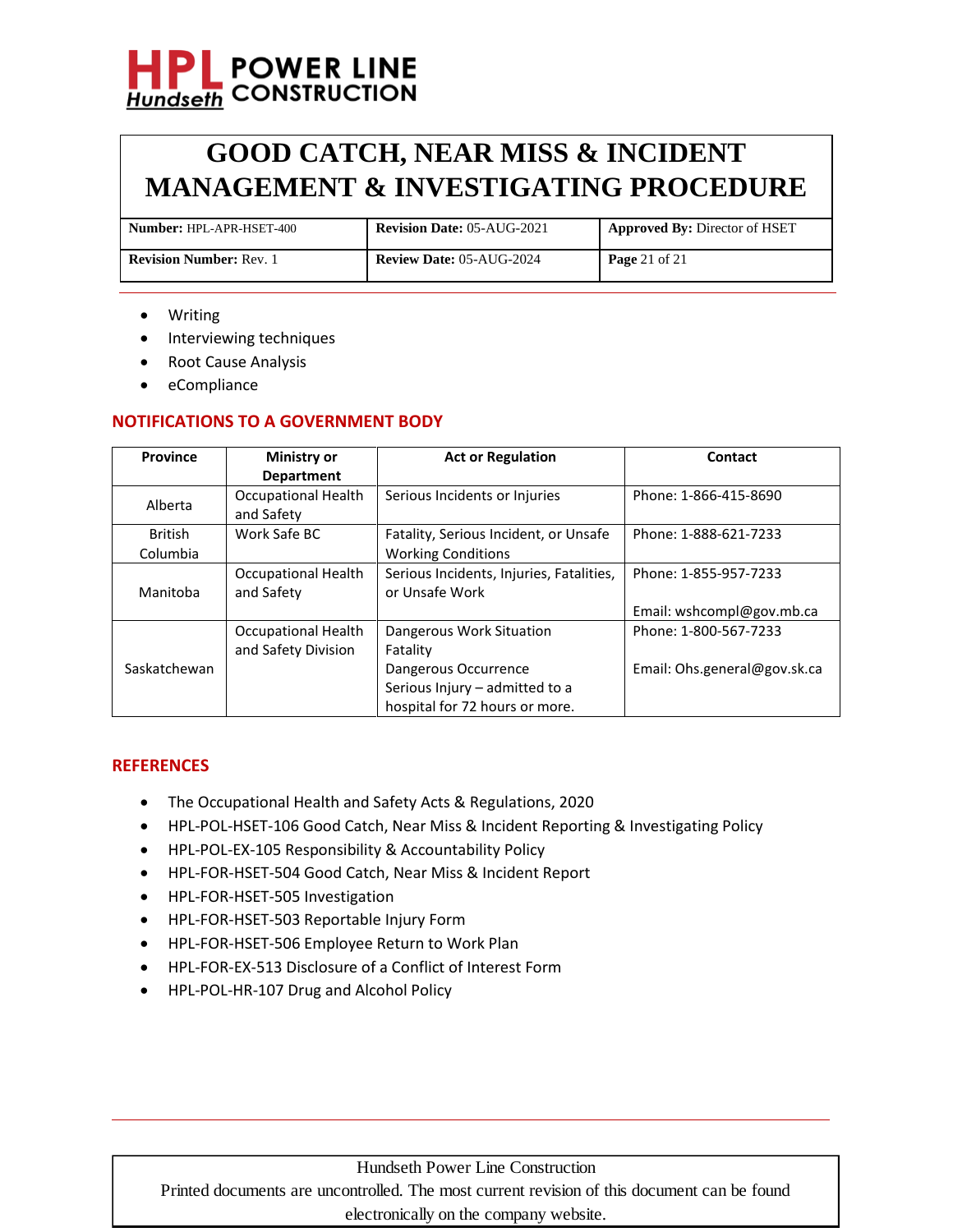- Writing
- Interviewing techniques
- Root Cause Analysis
- eCompliance

## NOTIFICATIONS TO A GOVERNMENT BODY

| Province | Ministry or Department | Act or Regulation | Contact |
|---|---|---|---|
| Alberta | Occupational Health and Safety | Serious Incidents or Injuries | Phone: 1-866-415-8690 |
| British Columbia | Work Safe BC | Fatality, Serious Incident, or Unsafe Working Conditions | Phone: 1-888-621-7233 |
| Manitoba | Occupational Health and Safety | Serious Incidents, Injuries, Fatalities, or Unsafe Work | Phone: 1-855-957-7233<br><br>Email: wshcompl@gov.mb.ca |
| Saskatchewan | Occupational Health and Safety Division | Dangerous Work Situation<br>Fatality<br>Dangerous Occurrence<br>Serious Injury – admitted to a hospital for 72 hours or more. | Phone: 1-800-567-7233<br><br>Email: Ohs.general@gov.sk.ca |

## REFERENCES

- The Occupational Health and Safety Acts & Regulations, 2020
- HPL-POL-HSET-106 Good Catch, Near Miss & Incident Reporting & Investigating Policy
- HPL-POL-EX-105 Responsibility & Accountability Policy
- HPL-FOR-HSET-504 Good Catch, Near Miss & Incident Report
- HPL-FOR-HSET-505 Investigation
- HPL-FOR-HSET-503 Reportable Injury Form
- HPL-FOR-HSET-506 Employee Return to Work Plan
- HPL-FOR-EX-513 Disclosure of a Conflict of Interest Form
- HPL-POL-HR-107 Drug and Alcohol Policy